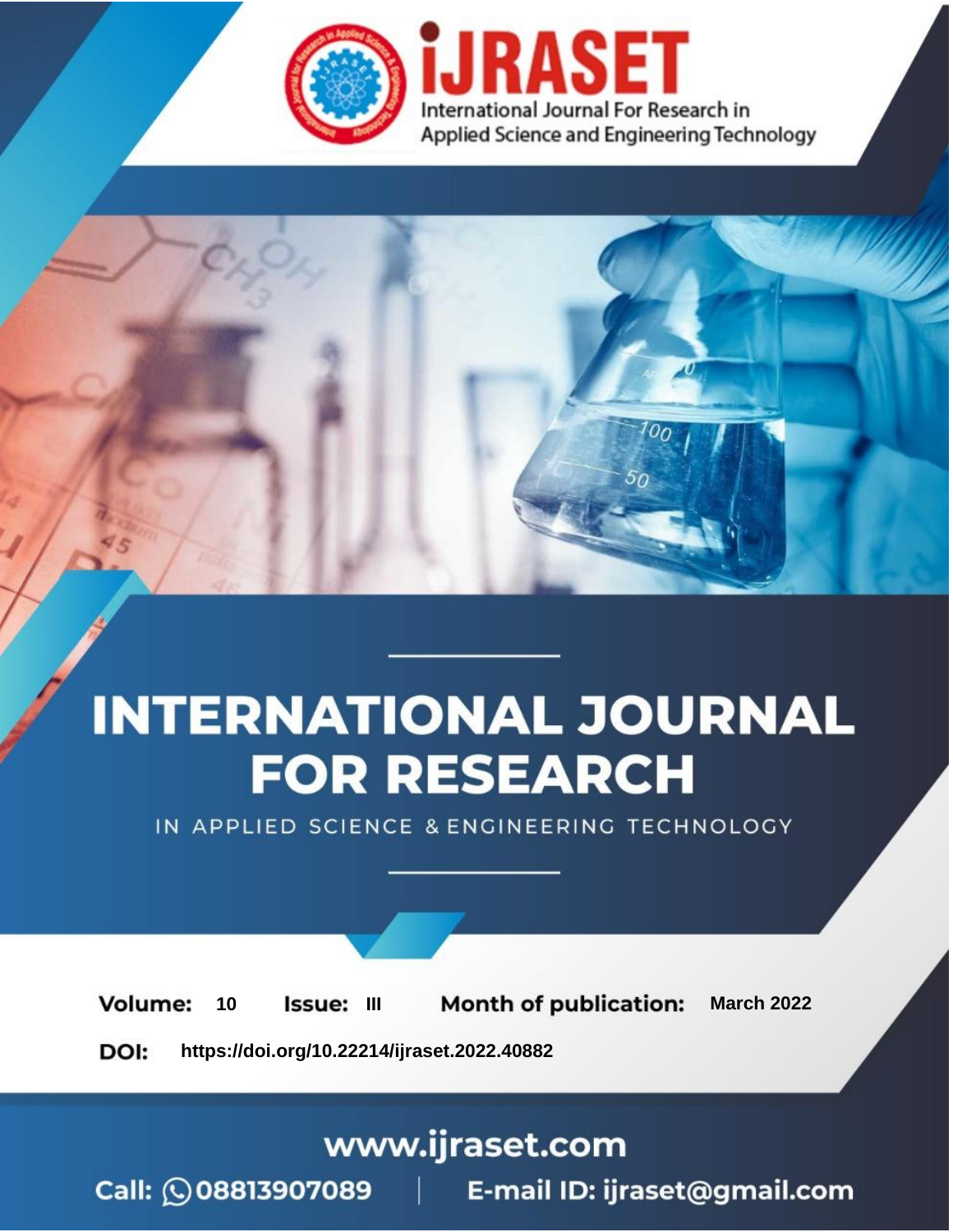iJRASET

International Journal For Research in Applied Science and Engineering Technology

# INTERNATIONAL JOURNAL FOR RESEARCH

IN APPLIED SCIENCE & ENGINEERING TECHNOLOGY

**Volume:** 10 **Issue:** III **Month of publication:** March 2022

**DOI:** https://doi.org/10.22214/ijraset.2022.40882

www.ijraset.com

Call: 08813907089 | E-mail ID: ijraset@gmail.com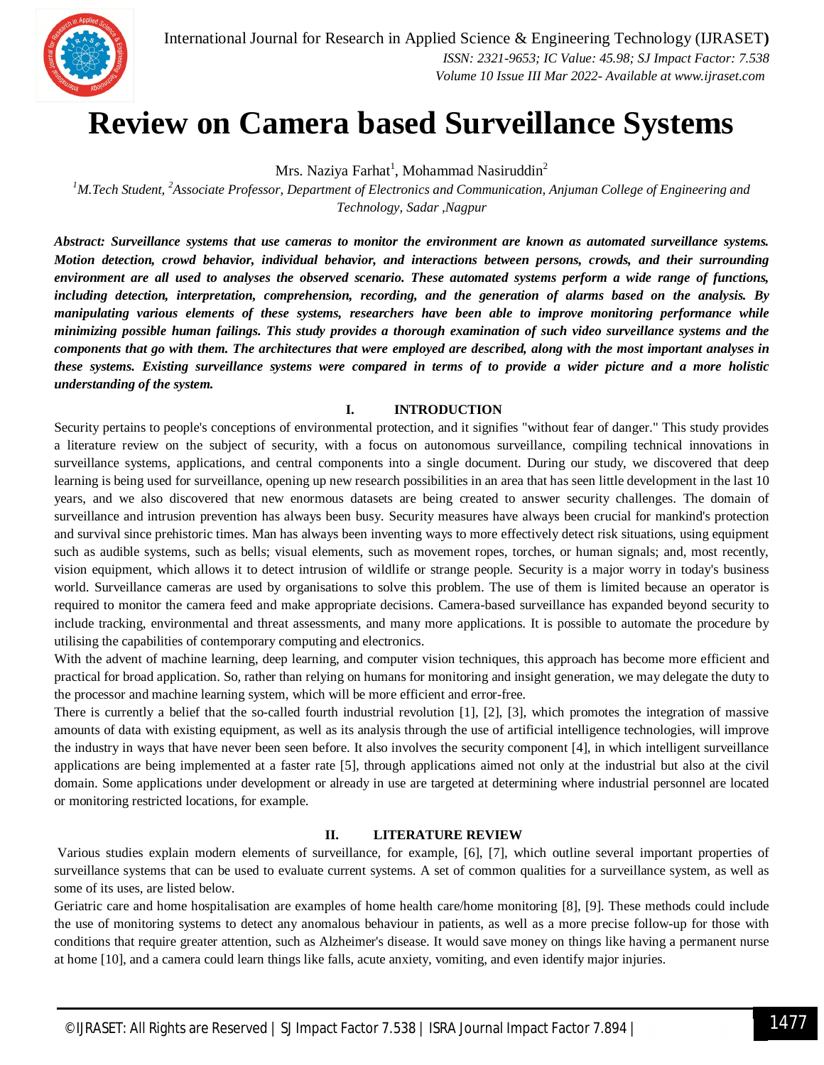# Review on Camera based Surveillance Systems

Mrs. Naziya Farhat[1], Mohammad Nasiruddin[2]

[1]M.Tech Student, [2]Associate Professor, Department of Electronics and Communication, Anjuman College of Engineering and Technology, Sadar ,Nagpur

***Abstract:** Surveillance systems that use cameras to monitor the environment are known as automated surveillance systems. Motion detection, crowd behavior, individual behavior, and interactions between persons, crowds, and their surrounding environment are all used to analyses the observed scenario. These automated systems perform a wide range of functions, including detection, interpretation, comprehension, recording, and the generation of alarms based on the analysis. By manipulating various elements of these systems, researchers have been able to improve monitoring performance while minimizing possible human failings. This study provides a thorough examination of such video surveillance systems and the components that go with them. The architectures that were employed are described, along with the most important analyses in these systems. Existing surveillance systems were compared in terms of to provide a wider picture and a more holistic understanding of the system.*

## I. INTRODUCTION

Security pertains to people's conceptions of environmental protection, and it signifies "without fear of danger." This study provides a literature review on the subject of security, with a focus on autonomous surveillance, compiling technical innovations in surveillance systems, applications, and central components into a single document. During our study, we discovered that deep learning is being used for surveillance, opening up new research possibilities in an area that has seen little development in the last 10 years, and we also discovered that new enormous datasets are being created to answer security challenges. The domain of surveillance and intrusion prevention has always been busy. Security measures have always been crucial for mankind's protection and survival since prehistoric times. Man has always been inventing ways to more effectively detect risk situations, using equipment such as audible systems, such as bells; visual elements, such as movement ropes, torches, or human signals; and, most recently, vision equipment, which allows it to detect intrusion of wildlife or strange people. Security is a major worry in today's business world. Surveillance cameras are used by organisations to solve this problem. The use of them is limited because an operator is required to monitor the camera feed and make appropriate decisions. Camera-based surveillance has expanded beyond security to include tracking, environmental and threat assessments, and many more applications. It is possible to automate the procedure by utilising the capabilities of contemporary computing and electronics.

With the advent of machine learning, deep learning, and computer vision techniques, this approach has become more efficient and practical for broad application. So, rather than relying on humans for monitoring and insight generation, we may delegate the duty to the processor and machine learning system, which will be more efficient and error-free.

There is currently a belief that the so-called fourth industrial revolution [1], [2], [3], which promotes the integration of massive amounts of data with existing equipment, as well as its analysis through the use of artificial intelligence technologies, will improve the industry in ways that have never been seen before. It also involves the security component [4], in which intelligent surveillance applications are being implemented at a faster rate [5], through applications aimed not only at the industrial but also at the civil domain. Some applications under development or already in use are targeted at determining where industrial personnel are located or monitoring restricted locations, for example.

## II. LITERATURE REVIEW

Various studies explain modern elements of surveillance, for example, [6], [7], which outline several important properties of surveillance systems that can be used to evaluate current systems. A set of common qualities for a surveillance system, as well as some of its uses, are listed below.

Geriatric care and home hospitalisation are examples of home health care/home monitoring [8], [9]. These methods could include the use of monitoring systems to detect any anomalous behaviour in patients, as well as a more precise follow-up for those with conditions that require greater attention, such as Alzheimer's disease. It would save money on things like having a permanent nurse at home [10], and a camera could learn things like falls, acute anxiety, vomiting, and even identify major injuries.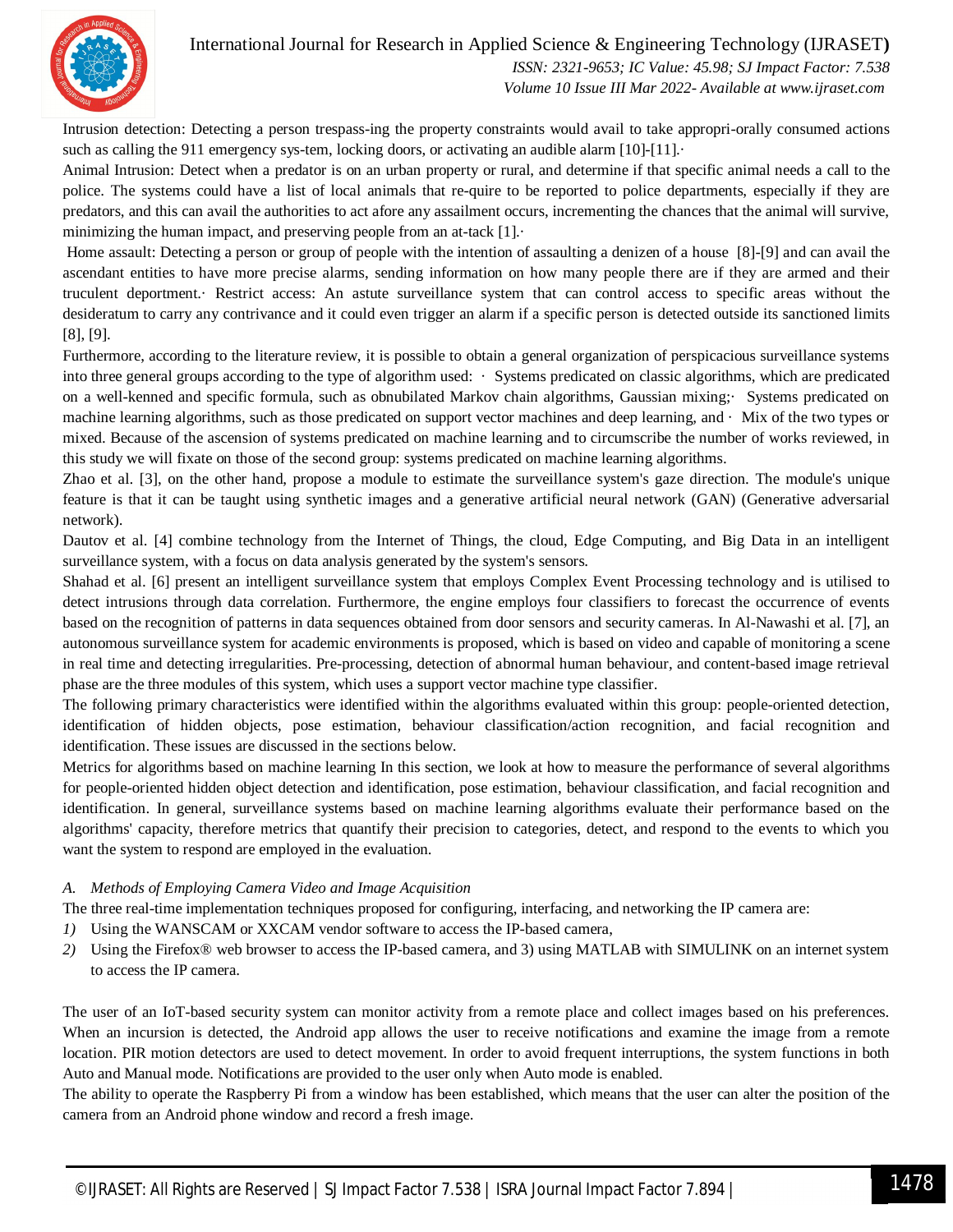Intrusion detection: Detecting a person trespass-ing the property constraints would avail to take appropri-orally consumed actions such as calling the 911 emergency sys-tem, locking doors, or activating an audible alarm [10]-[11].·

Animal Intrusion: Detect when a predator is on an urban property or rural, and determine if that specific animal needs a call to the police. The systems could have a list of local animals that re-quire to be reported to police departments, especially if they are predators, and this can avail the authorities to act afore any assailment occurs, incrementing the chances that the animal will survive, minimizing the human impact, and preserving people from an at-tack [1].·

Home assault: Detecting a person or group of people with the intention of assaulting a denizen of a house [8]-[9] and can avail the ascendant entities to have more precise alarms, sending information on how many people there are if they are armed and their truculent deportment.· Restrict access: An astute surveillance system that can control access to specific areas without the desideratum to carry any contrivance and it could even trigger an alarm if a specific person is detected outside its sanctioned limits [8], [9].

Furthermore, according to the literature review, it is possible to obtain a general organization of perspicacious surveillance systems into three general groups according to the type of algorithm used: · Systems predicated on classic algorithms, which are predicated on a well-kenned and specific formula, such as obnubilated Markov chain algorithms, Gaussian mixing;· Systems predicated on machine learning algorithms, such as those predicated on support vector machines and deep learning, and · Mix of the two types or mixed. Because of the ascension of systems predicated on machine learning and to circumscribe the number of works reviewed, in this study we will fixate on those of the second group: systems predicated on machine learning algorithms.

Zhao et al. [3], on the other hand, propose a module to estimate the surveillance system's gaze direction. The module's unique feature is that it can be taught using synthetic images and a generative artificial neural network (GAN) (Generative adversarial network).

Dautov et al. [4] combine technology from the Internet of Things, the cloud, Edge Computing, and Big Data in an intelligent surveillance system, with a focus on data analysis generated by the system's sensors.

Shahad et al. [6] present an intelligent surveillance system that employs Complex Event Processing technology and is utilised to detect intrusions through data correlation. Furthermore, the engine employs four classifiers to forecast the occurrence of events based on the recognition of patterns in data sequences obtained from door sensors and security cameras. In Al-Nawashi et al. [7], an autonomous surveillance system for academic environments is proposed, which is based on video and capable of monitoring a scene in real time and detecting irregularities. Pre-processing, detection of abnormal human behaviour, and content-based image retrieval phase are the three modules of this system, which uses a support vector machine type classifier.

The following primary characteristics were identified within the algorithms evaluated within this group: people-oriented detection, identification of hidden objects, pose estimation, behaviour classification/action recognition, and facial recognition and identification. These issues are discussed in the sections below.

Metrics for algorithms based on machine learning In this section, we look at how to measure the performance of several algorithms for people-oriented hidden object detection and identification, pose estimation, behaviour classification, and facial recognition and identification. In general, surveillance systems based on machine learning algorithms evaluate their performance based on the algorithms' capacity, therefore metrics that quantify their precision to categories, detect, and respond to the events to which you want the system to respond are employed in the evaluation.

### A. *Methods of Employing Camera Video and Image Acquisition*

The three real-time implementation techniques proposed for configuring, interfacing, and networking the IP camera are:

1) Using the WANSCAM or XXCAM vendor software to access the IP-based camera,
2) Using the Firefox® web browser to access the IP-based camera, and 3) using MATLAB with SIMULINK on an internet system to access the IP camera.

The user of an IoT-based security system can monitor activity from a remote place and collect images based on his preferences. When an incursion is detected, the Android app allows the user to receive notifications and examine the image from a remote location. PIR motion detectors are used to detect movement. In order to avoid frequent interruptions, the system functions in both Auto and Manual mode. Notifications are provided to the user only when Auto mode is enabled.

The ability to operate the Raspberry Pi from a window has been established, which means that the user can alter the position of the camera from an Android phone window and record a fresh image.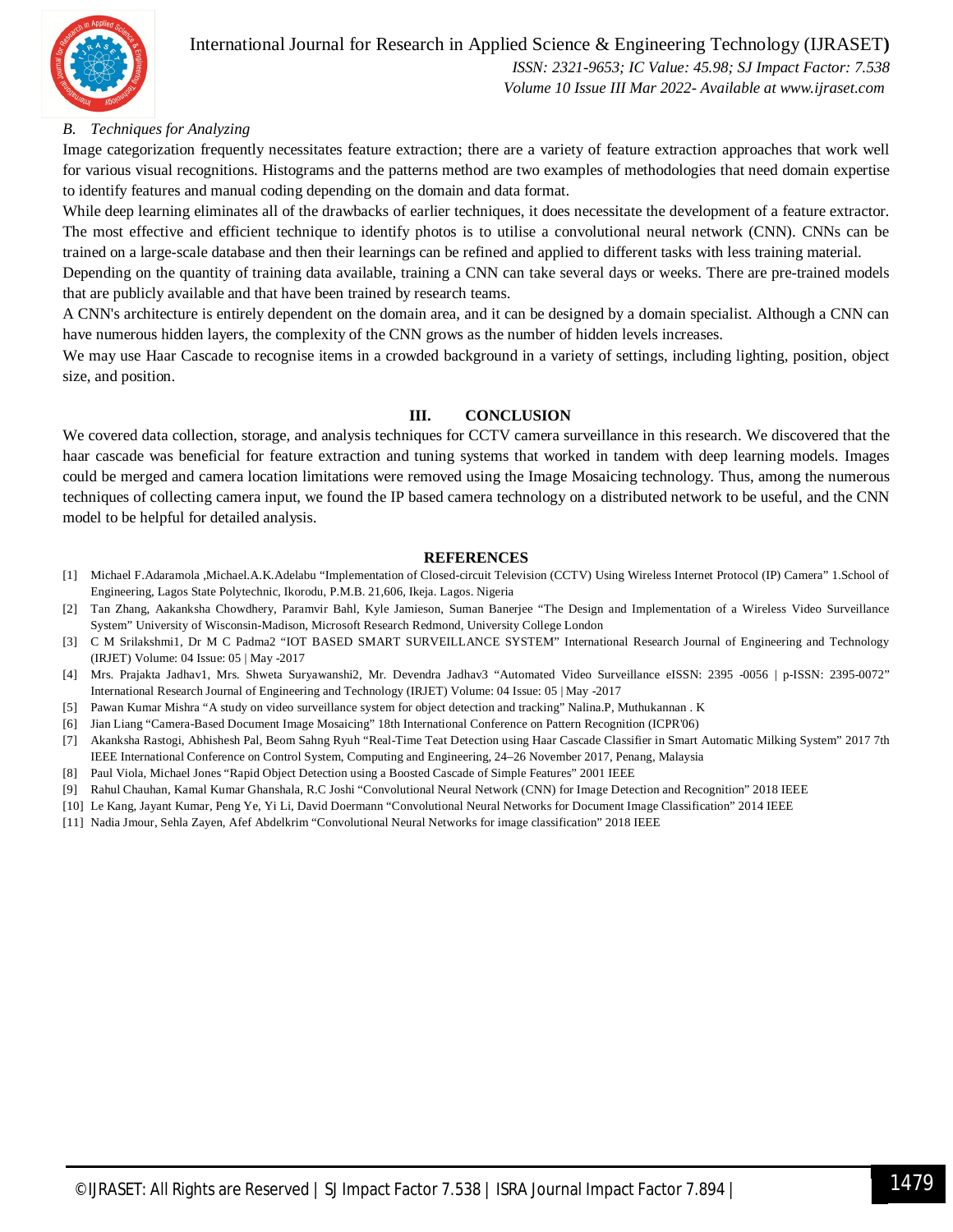### B. Techniques for Analyzing

Image categorization frequently necessitates feature extraction; there are a variety of feature extraction approaches that work well for various visual recognitions. Histograms and the patterns method are two examples of methodologies that need domain expertise to identify features and manual coding depending on the domain and data format.

While deep learning eliminates all of the drawbacks of earlier techniques, it does necessitate the development of a feature extractor. The most effective and efficient technique to identify photos is to utilise a convolutional neural network (CNN). CNNs can be trained on a large-scale database and then their learnings can be refined and applied to different tasks with less training material.

Depending on the quantity of training data available, training a CNN can take several days or weeks. There are pre-trained models that are publicly available and that have been trained by research teams.

A CNN's architecture is entirely dependent on the domain area, and it can be designed by a domain specialist. Although a CNN can have numerous hidden layers, the complexity of the CNN grows as the number of hidden levels increases.

We may use Haar Cascade to recognise items in a crowded background in a variety of settings, including lighting, position, object size, and position.

## III. CONCLUSION

We covered data collection, storage, and analysis techniques for CCTV camera surveillance in this research. We discovered that the haar cascade was beneficial for feature extraction and tuning systems that worked in tandem with deep learning models. Images could be merged and camera location limitations were removed using the Image Mosaicing technology. Thus, among the numerous techniques of collecting camera input, we found the IP based camera technology on a distributed network to be useful, and the CNN model to be helpful for detailed analysis.

## REFERENCES

[1] Michael F.Adaramola ,Michael.A.K.Adelabu "Implementation of Closed-circuit Television (CCTV) Using Wireless Internet Protocol (IP) Camera" 1.School of Engineering, Lagos State Polytechnic, Ikorodu, P.M.B. 21,606, Ikeja. Lagos. Nigeria

[2] Tan Zhang, Aakanksha Chowdhery, Paramvir Bahl, Kyle Jamieson, Suman Banerjee "The Design and Implementation of a Wireless Video Surveillance System" University of Wisconsin-Madison, Microsoft Research Redmond, University College London

[3] C M Srilakshmi1, Dr M C Padma2 "IOT BASED SMART SURVEILLANCE SYSTEM" International Research Journal of Engineering and Technology (IRJET) Volume: 04 Issue: 05 | May -2017

[4] Mrs. Prajakta Jadhav1, Mrs. Shweta Suryawanshi2, Mr. Devendra Jadhav3 "Automated Video Surveillance eISSN: 2395 -0056 | p-ISSN: 2395-0072" International Research Journal of Engineering and Technology (IRJET) Volume: 04 Issue: 05 | May -2017

[5] Pawan Kumar Mishra "A study on video surveillance system for object detection and tracking" Nalina.P, Muthukannan . K

[6] Jian Liang "Camera-Based Document Image Mosaicing" 18th International Conference on Pattern Recognition (ICPR'06)

[7] Akanksha Rastogi, Abhishesh Pal, Beom Sahng Ryuh "Real-Time Teat Detection using Haar Cascade Classifier in Smart Automatic Milking System" 2017 7th IEEE International Conference on Control System, Computing and Engineering, 24–26 November 2017, Penang, Malaysia

[8] Paul Viola, Michael Jones "Rapid Object Detection using a Boosted Cascade of Simple Features" 2001 IEEE

[9] Rahul Chauhan, Kamal Kumar Ghanshala, R.C Joshi "Convolutional Neural Network (CNN) for Image Detection and Recognition" 2018 IEEE

[10] Le Kang, Jayant Kumar, Peng Ye, Yi Li, David Doermann "Convolutional Neural Networks for Document Image Classification" 2014 IEEE

[11] Nadia Jmour, Sehla Zayen, Afef Abdelkrim "Convolutional Neural Networks for image classification" 2018 IEEE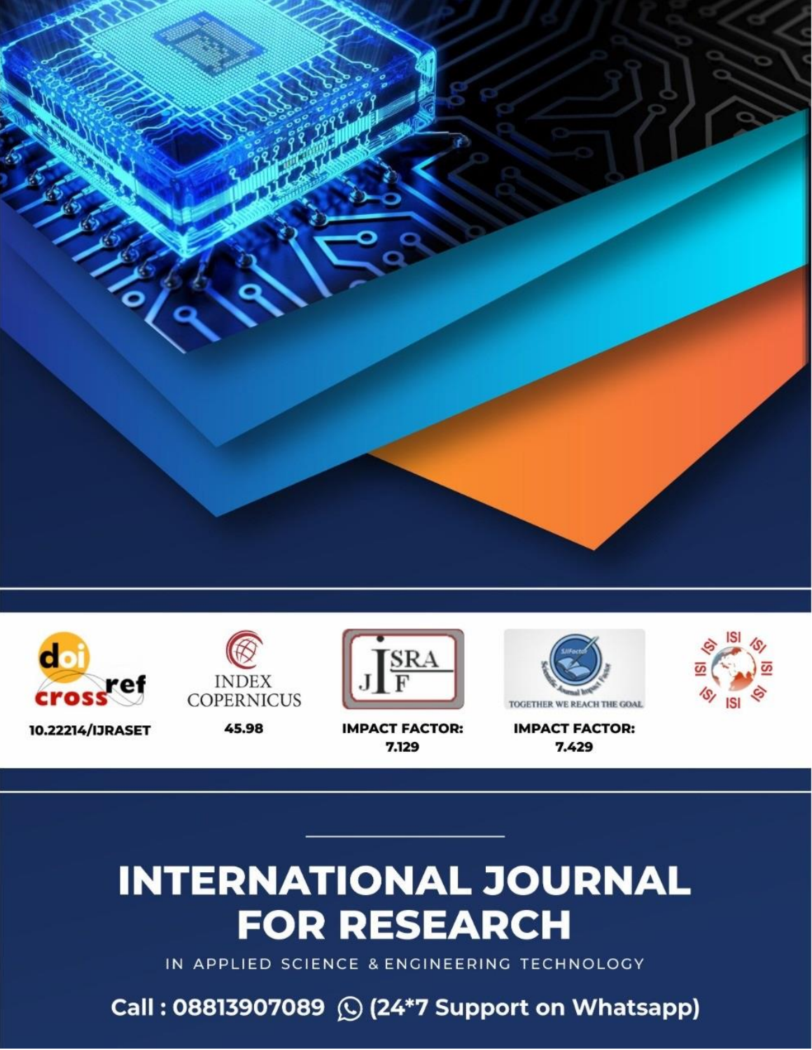10.22214/IJRASET

45.98

IMPACT FACTOR: 7.129

IMPACT FACTOR: 7.429

# INTERNATIONAL JOURNAL FOR RESEARCH

IN APPLIED SCIENCE & ENGINEERING TECHNOLOGY

Call : 08813907089 (24*7 Support on Whatsapp)